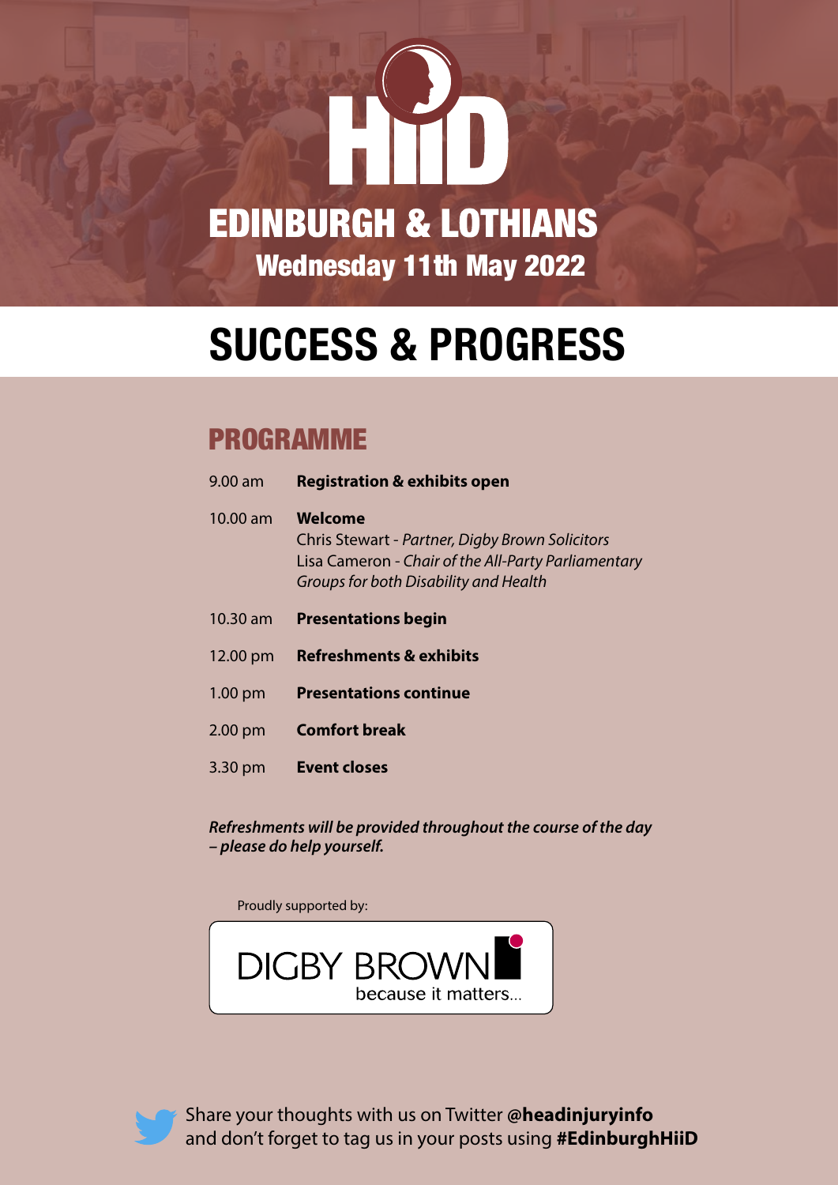# HiiD

## EDINBURGH & LOTHIANS

**Wednesday 11th May 2022**

# SUCCESS & PROGRESS

## PROGRAMME

| | |
|---|---|
| 9.00 am | **Registration & exhibits open** |
| 10.00 am | **Welcome**<br>Chris Stewart - *Partner, Digby Brown Solicitors*<br>Lisa Cameron - *Chair of the All-Party Parliamentary Groups for both Disability and Health* |
| 10.30 am | **Presentations begin** |
| 12.00 pm | **Refreshments & exhibits** |
| 1.00 pm | **Presentations continue** |
| 2.00 pm | **Comfort break** |
| 3.30 pm | **Event closes** |

***Refreshments will be provided throughout the course of the day – please do help yourself.***

Proudly supported by:

DIGBY BROWN
because it matters...

Share your thoughts with us on Twitter @**headinjuryinfo** and don't forget to tag us in your posts using **#EdinburghHiiD**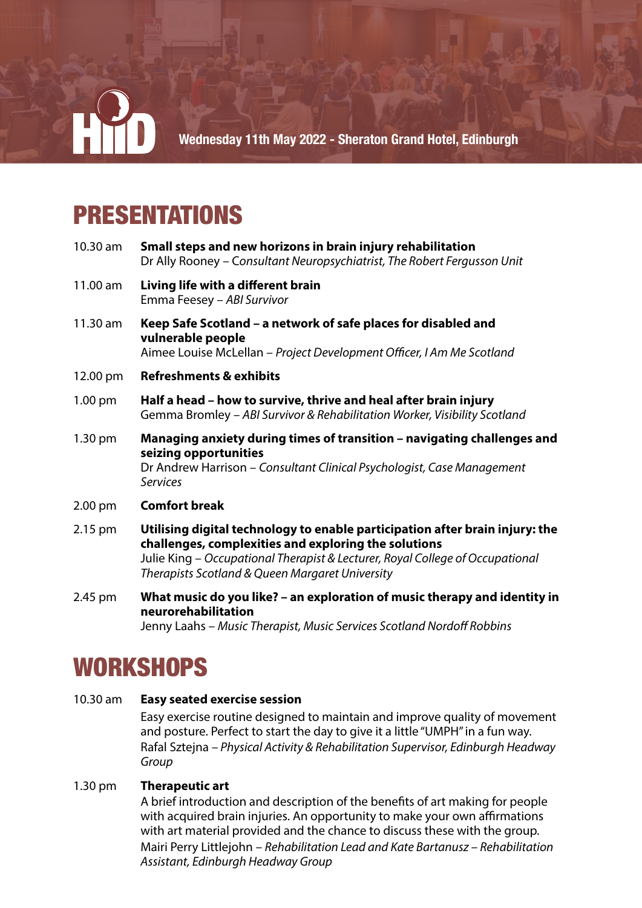Wednesday 11th May 2022 - Sheraton Grand Hotel, Edinburgh

# PRESENTATIONS

**10.30 am** — **Small steps and new horizons in brain injury rehabilitation**
Dr Ally Rooney – *Consultant Neuropsychiatrist, The Robert Fergusson Unit*

**11.00 am** — **Living life with a different brain**
Emma Feesey – *ABI Survivor*

**11.30 am** — **Keep Safe Scotland – a network of safe places for disabled and vulnerable people**
Aimee Louise McLellan – *Project Development Officer, I Am Me Scotland*

**12.00 pm** — **Refreshments & exhibits**

**1.00 pm** — **Half a head – how to survive, thrive and heal after brain injury**
Gemma Bromley – *ABI Survivor & Rehabilitation Worker, Visibility Scotland*

**1.30 pm** — **Managing anxiety during times of transition – navigating challenges and seizing opportunities**
Dr Andrew Harrison – *Consultant Clinical Psychologist, Case Management Services*

**2.00 pm** — **Comfort break**

**2.15 pm** — **Utilising digital technology to enable participation after brain injury: the challenges, complexities and exploring the solutions**
Julie King – *Occupational Therapist & Lecturer, Royal College of Occupational Therapists Scotland & Queen Margaret University*

**2.45 pm** — **What music do you like? – an exploration of music therapy and identity in neurorehabilitation**
Jenny Laahs – *Music Therapist, Music Services Scotland Nordoff Robbins*

# WORKSHOPS

**10.30 am** — **Easy seated exercise session**
Easy exercise routine designed to maintain and improve quality of movement and posture. Perfect to start the day to give it a little "UMPH" in a fun way.
Rafal Sztejna – *Physical Activity & Rehabilitation Supervisor, Edinburgh Headway Group*

**1.30 pm** — **Therapeutic art**
A brief introduction and description of the benefits of art making for people with acquired brain injuries. An opportunity to make your own affirmations with art material provided and the chance to discuss these with the group.
Mairi Perry Littlejohn – *Rehabilitation Lead and Kate Bartanusz – Rehabilitation Assistant, Edinburgh Headway Group*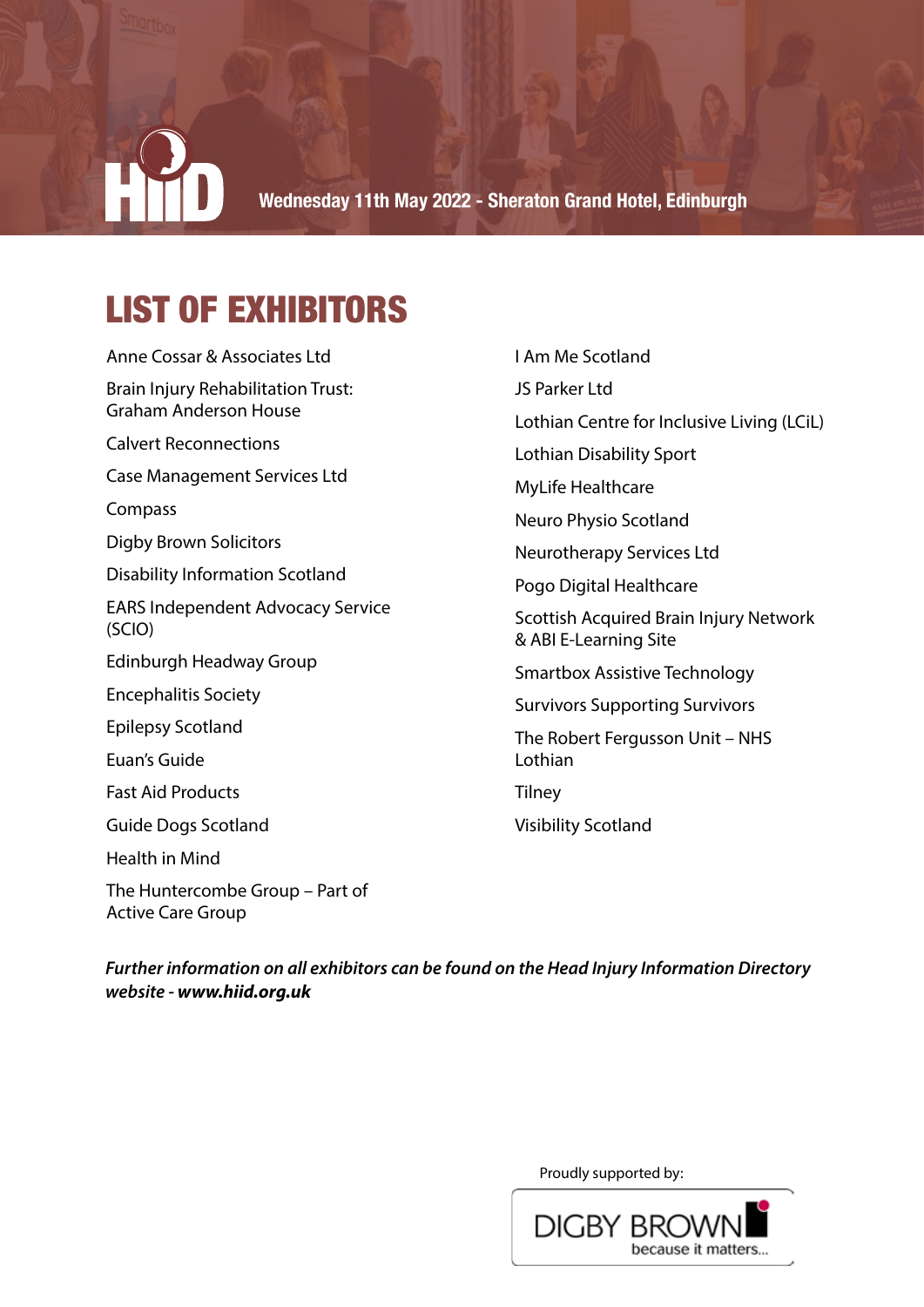Wednesday 11th May 2022 - Sheraton Grand Hotel, Edinburgh

# LIST OF EXHIBITORS

- Anne Cossar & Associates Ltd
- Brain Injury Rehabilitation Trust: Graham Anderson House
- Calvert Reconnections
- Case Management Services Ltd
- Compass
- Digby Brown Solicitors
- Disability Information Scotland
- EARS Independent Advocacy Service (SCIO)
- Edinburgh Headway Group
- Encephalitis Society
- Epilepsy Scotland
- Euan's Guide
- Fast Aid Products
- Guide Dogs Scotland
- Health in Mind
- The Huntercombe Group – Part of Active Care Group
- I Am Me Scotland
- JS Parker Ltd
- Lothian Centre for Inclusive Living (LCiL)
- Lothian Disability Sport
- MyLife Healthcare
- Neuro Physio Scotland
- Neurotherapy Services Ltd
- Pogo Digital Healthcare
- Scottish Acquired Brain Injury Network & ABI E-Learning Site
- Smartbox Assistive Technology
- Survivors Supporting Survivors
- The Robert Fergusson Unit – NHS Lothian
- Tilney
- Visibility Scotland

***Further information on all exhibitors can be found on the Head Injury Information Directory website - www.hiid.org.uk***

Proudly supported by:

DIGBY BROWN because it matters...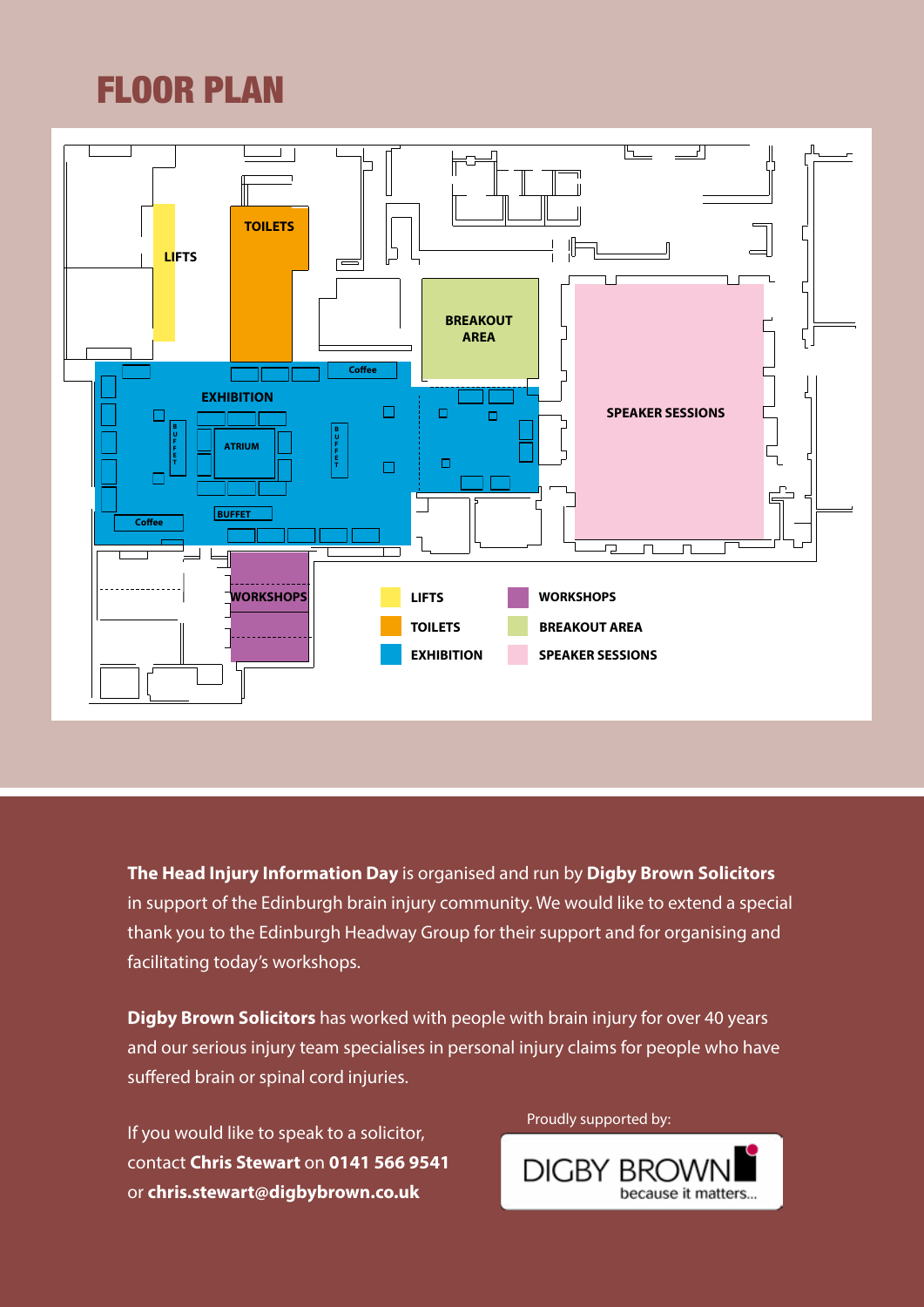# FLOOR PLAN

TOILETS
LIFTS
BREAKOUT AREA
Coffee
EXHIBITION
BUFFET
ATRIUM
BUFFET
SPEAKER SESSIONS
BUFFET
Coffee
WORKSHOPS

LIFTS
TOILETS
EXHIBITION
WORKSHOPS
BREAKOUT AREA
SPEAKER SESSIONS

**The Head Injury Information Day** is organised and run by **Digby Brown Solicitors** in support of the Edinburgh brain injury community. We would like to extend a special thank you to the Edinburgh Headway Group for their support and for organising and facilitating today's workshops.

**Digby Brown Solicitors** has worked with people with brain injury for over 40 years and our serious injury team specialises in personal injury claims for people who have suffered brain or spinal cord injuries.

If you would like to speak to a solicitor, contact **Chris Stewart** on **0141 566 9541** or **chris.stewart@digbybrown.co.uk**

Proudly supported by:

DIGBY BROWN
because it matters...